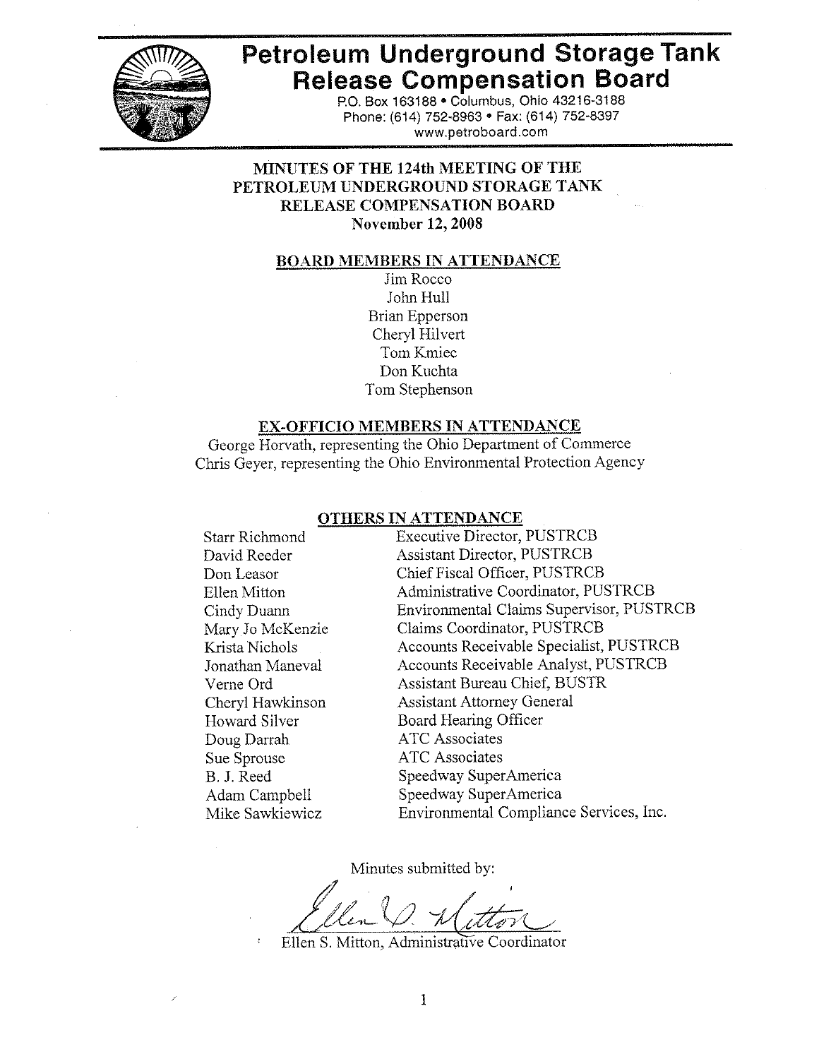# Petroleum Underground Storage Tank Release Compensation Board

P.O. Box 163188 • Columbus, Ohio 43216-3188
Phone: (614) 752-8963 • Fax: (614) 752-8397
www.petroboard.com

## MINUTES OF THE 124th MEETING OF THE PETROLEUM UNDERGROUND STORAGE TANK RELEASE COMPENSATION BOARD
**November 12, 2008**

### BOARD MEMBERS IN ATTENDANCE

Jim Rocco
John Hull
Brian Epperson
Cheryl Hilvert
Tom Kmiec
Don Kuchta
Tom Stephenson

### EX-OFFICIO MEMBERS IN ATTENDANCE

George Horvath, representing the Ohio Department of Commerce
Chris Geyer, representing the Ohio Environmental Protection Agency

### OTHERS IN ATTENDANCE

| | |
|---|---|
| Starr Richmond | Executive Director, PUSTRCB |
| David Reeder | Assistant Director, PUSTRCB |
| Don Leasor | Chief Fiscal Officer, PUSTRCB |
| Ellen Mitton | Administrative Coordinator, PUSTRCB |
| Cindy Duann | Environmental Claims Supervisor, PUSTRCB |
| Mary Jo McKenzie | Claims Coordinator, PUSTRCB |
| Krista Nichols | Accounts Receivable Specialist, PUSTRCB |
| Jonathan Maneval | Accounts Receivable Analyst, PUSTRCB |
| Verne Ord | Assistant Bureau Chief, BUSTR |
| Cheryl Hawkinson | Assistant Attorney General |
| Howard Silver | Board Hearing Officer |
| Doug Darrah | ATC Associates |
| Sue Sprouse | ATC Associates |
| B. J. Reed | Speedway SuperAmerica |
| Adam Campbell | Speedway SuperAmerica |
| Mike Sawkiewicz | Environmental Compliance Services, Inc. |

Minutes submitted by:

Ellen S. Mitton, Administrative Coordinator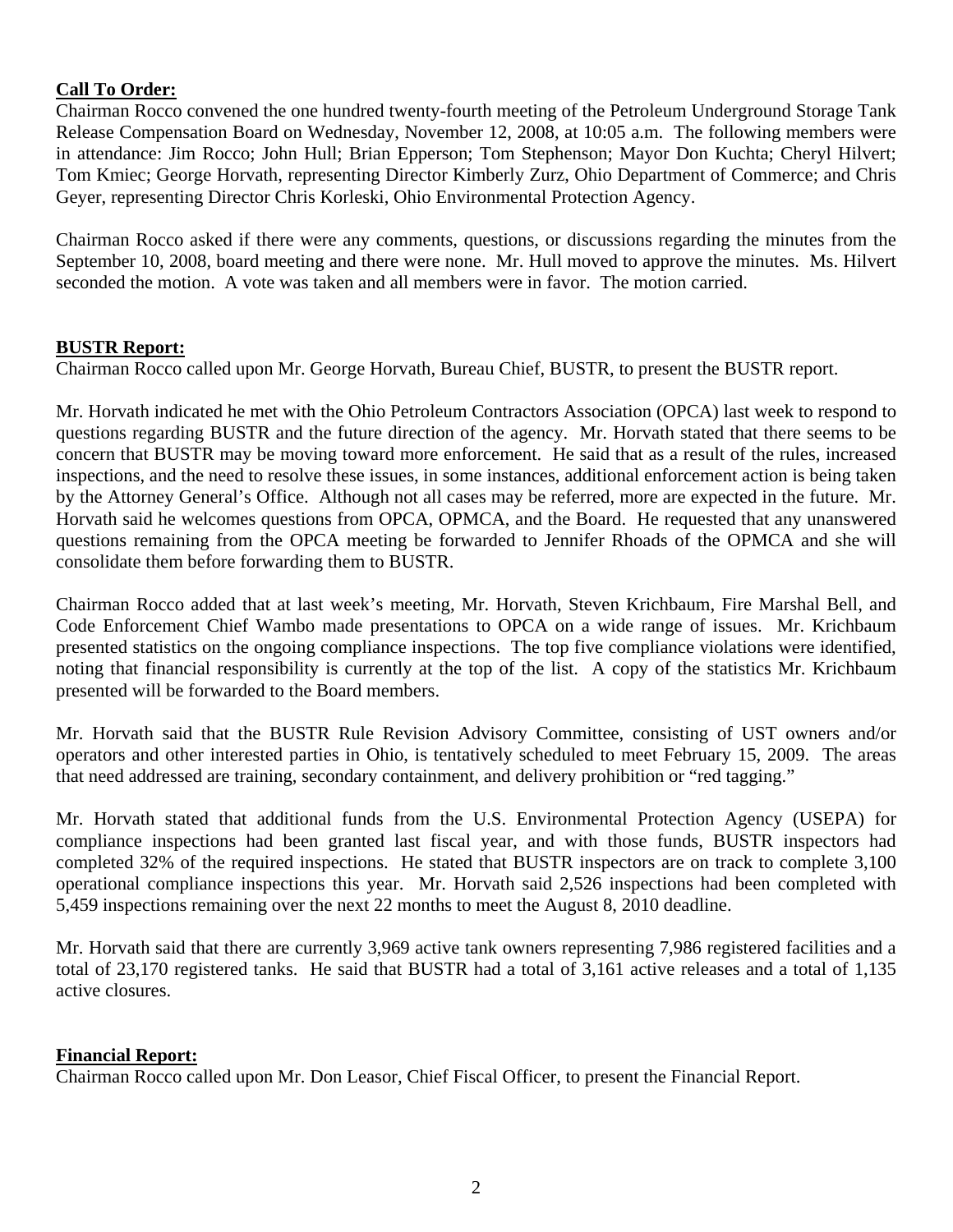**Call To Order:**
Chairman Rocco convened the one hundred twenty-fourth meeting of the Petroleum Underground Storage Tank Release Compensation Board on Wednesday, November 12, 2008, at 10:05 a.m. The following members were in attendance: Jim Rocco; John Hull; Brian Epperson; Tom Stephenson; Mayor Don Kuchta; Cheryl Hilvert; Tom Kmiec; George Horvath, representing Director Kimberly Zurz, Ohio Department of Commerce; and Chris Geyer, representing Director Chris Korleski, Ohio Environmental Protection Agency.

Chairman Rocco asked if there were any comments, questions, or discussions regarding the minutes from the September 10, 2008, board meeting and there were none. Mr. Hull moved to approve the minutes. Ms. Hilvert seconded the motion. A vote was taken and all members were in favor. The motion carried.

**BUSTR Report:**
Chairman Rocco called upon Mr. George Horvath, Bureau Chief, BUSTR, to present the BUSTR report.

Mr. Horvath indicated he met with the Ohio Petroleum Contractors Association (OPCA) last week to respond to questions regarding BUSTR and the future direction of the agency. Mr. Horvath stated that there seems to be concern that BUSTR may be moving toward more enforcement. He said that as a result of the rules, increased inspections, and the need to resolve these issues, in some instances, additional enforcement action is being taken by the Attorney General's Office. Although not all cases may be referred, more are expected in the future. Mr. Horvath said he welcomes questions from OPCA, OPMCA, and the Board. He requested that any unanswered questions remaining from the OPCA meeting be forwarded to Jennifer Rhoads of the OPMCA and she will consolidate them before forwarding them to BUSTR.

Chairman Rocco added that at last week's meeting, Mr. Horvath, Steven Krichbaum, Fire Marshal Bell, and Code Enforcement Chief Wambo made presentations to OPCA on a wide range of issues. Mr. Krichbaum presented statistics on the ongoing compliance inspections. The top five compliance violations were identified, noting that financial responsibility is currently at the top of the list. A copy of the statistics Mr. Krichbaum presented will be forwarded to the Board members.

Mr. Horvath said that the BUSTR Rule Revision Advisory Committee, consisting of UST owners and/or operators and other interested parties in Ohio, is tentatively scheduled to meet February 15, 2009. The areas that need addressed are training, secondary containment, and delivery prohibition or "red tagging."

Mr. Horvath stated that additional funds from the U.S. Environmental Protection Agency (USEPA) for compliance inspections had been granted last fiscal year, and with those funds, BUSTR inspectors had completed 32% of the required inspections. He stated that BUSTR inspectors are on track to complete 3,100 operational compliance inspections this year. Mr. Horvath said 2,526 inspections had been completed with 5,459 inspections remaining over the next 22 months to meet the August 8, 2010 deadline.

Mr. Horvath said that there are currently 3,969 active tank owners representing 7,986 registered facilities and a total of 23,170 registered tanks. He said that BUSTR had a total of 3,161 active releases and a total of 1,135 active closures.

**Financial Report:**
Chairman Rocco called upon Mr. Don Leasor, Chief Fiscal Officer, to present the Financial Report.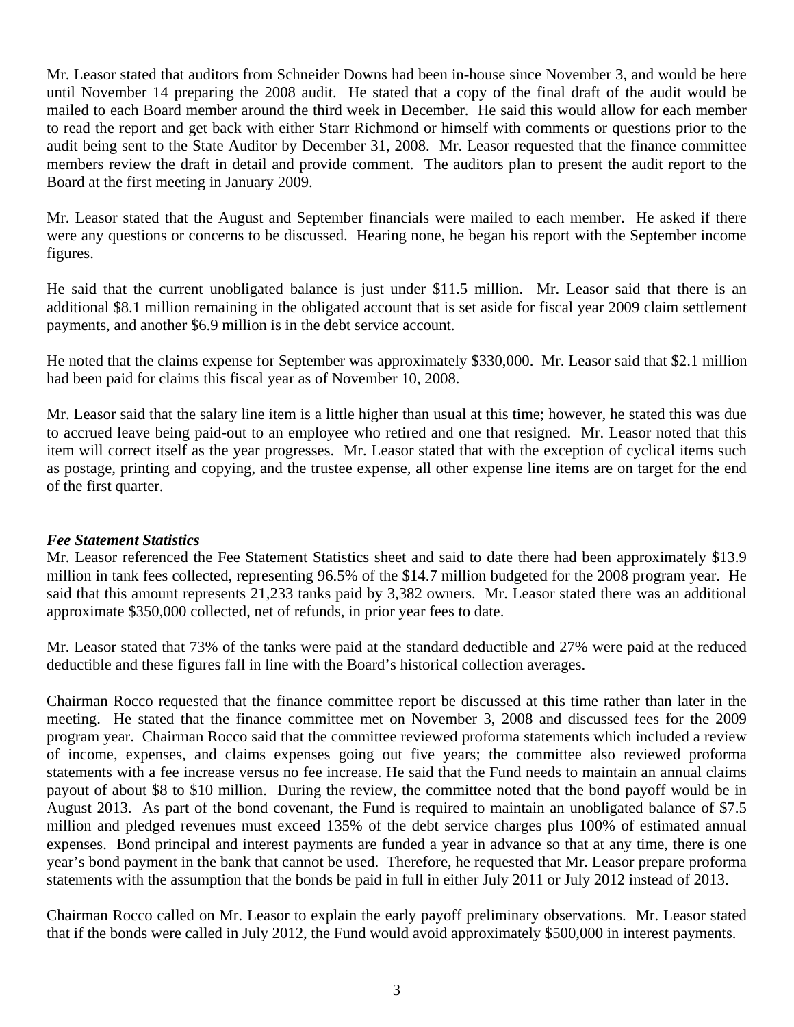Mr. Leasor stated that auditors from Schneider Downs had been in-house since November 3, and would be here until November 14 preparing the 2008 audit. He stated that a copy of the final draft of the audit would be mailed to each Board member around the third week in December. He said this would allow for each member to read the report and get back with either Starr Richmond or himself with comments or questions prior to the audit being sent to the State Auditor by December 31, 2008. Mr. Leasor requested that the finance committee members review the draft in detail and provide comment. The auditors plan to present the audit report to the Board at the first meeting in January 2009.

Mr. Leasor stated that the August and September financials were mailed to each member. He asked if there were any questions or concerns to be discussed. Hearing none, he began his report with the September income figures.

He said that the current unobligated balance is just under $11.5 million. Mr. Leasor said that there is an additional $8.1 million remaining in the obligated account that is set aside for fiscal year 2009 claim settlement payments, and another $6.9 million is in the debt service account.

He noted that the claims expense for September was approximately $330,000. Mr. Leasor said that $2.1 million had been paid for claims this fiscal year as of November 10, 2008.

Mr. Leasor said that the salary line item is a little higher than usual at this time; however, he stated this was due to accrued leave being paid-out to an employee who retired and one that resigned. Mr. Leasor noted that this item will correct itself as the year progresses. Mr. Leasor stated that with the exception of cyclical items such as postage, printing and copying, and the trustee expense, all other expense line items are on target for the end of the first quarter.

***Fee Statement Statistics***

Mr. Leasor referenced the Fee Statement Statistics sheet and said to date there had been approximately $13.9 million in tank fees collected, representing 96.5% of the $14.7 million budgeted for the 2008 program year. He said that this amount represents 21,233 tanks paid by 3,382 owners. Mr. Leasor stated there was an additional approximate $350,000 collected, net of refunds, in prior year fees to date.

Mr. Leasor stated that 73% of the tanks were paid at the standard deductible and 27% were paid at the reduced deductible and these figures fall in line with the Board's historical collection averages.

Chairman Rocco requested that the finance committee report be discussed at this time rather than later in the meeting. He stated that the finance committee met on November 3, 2008 and discussed fees for the 2009 program year. Chairman Rocco said that the committee reviewed proforma statements which included a review of income, expenses, and claims expenses going out five years; the committee also reviewed proforma statements with a fee increase versus no fee increase. He said that the Fund needs to maintain an annual claims payout of about $8 to $10 million. During the review, the committee noted that the bond payoff would be in August 2013. As part of the bond covenant, the Fund is required to maintain an unobligated balance of $7.5 million and pledged revenues must exceed 135% of the debt service charges plus 100% of estimated annual expenses. Bond principal and interest payments are funded a year in advance so that at any time, there is one year's bond payment in the bank that cannot be used. Therefore, he requested that Mr. Leasor prepare proforma statements with the assumption that the bonds be paid in full in either July 2011 or July 2012 instead of 2013.

Chairman Rocco called on Mr. Leasor to explain the early payoff preliminary observations. Mr. Leasor stated that if the bonds were called in July 2012, the Fund would avoid approximately $500,000 in interest payments.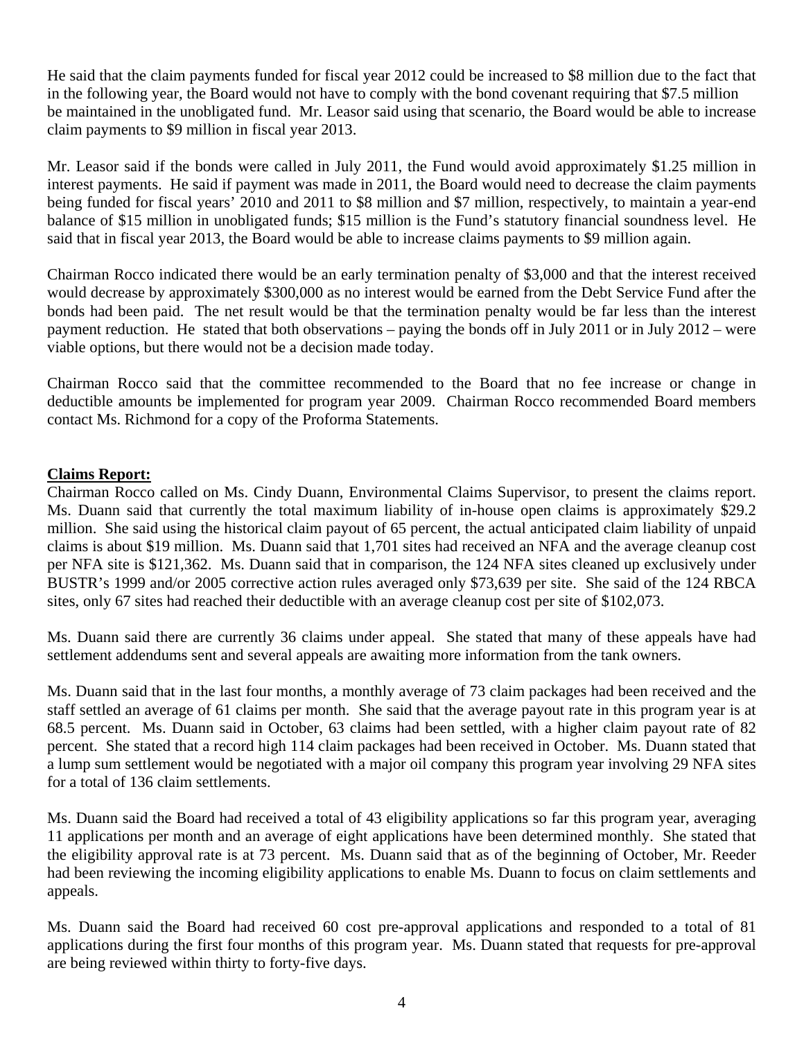He said that the claim payments funded for fiscal year 2012 could be increased to $8 million due to the fact that in the following year, the Board would not have to comply with the bond covenant requiring that $7.5 million be maintained in the unobligated fund. Mr. Leasor said using that scenario, the Board would be able to increase claim payments to $9 million in fiscal year 2013.

Mr. Leasor said if the bonds were called in July 2011, the Fund would avoid approximately $1.25 million in interest payments. He said if payment was made in 2011, the Board would need to decrease the claim payments being funded for fiscal years' 2010 and 2011 to $8 million and $7 million, respectively, to maintain a year-end balance of $15 million in unobligated funds; $15 million is the Fund's statutory financial soundness level. He said that in fiscal year 2013, the Board would be able to increase claims payments to $9 million again.

Chairman Rocco indicated there would be an early termination penalty of $3,000 and that the interest received would decrease by approximately $300,000 as no interest would be earned from the Debt Service Fund after the bonds had been paid. The net result would be that the termination penalty would be far less than the interest payment reduction. He stated that both observations – paying the bonds off in July 2011 or in July 2012 – were viable options, but there would not be a decision made today.

Chairman Rocco said that the committee recommended to the Board that no fee increase or change in deductible amounts be implemented for program year 2009. Chairman Rocco recommended Board members contact Ms. Richmond for a copy of the Proforma Statements.

**Claims Report:**

Chairman Rocco called on Ms. Cindy Duann, Environmental Claims Supervisor, to present the claims report. Ms. Duann said that currently the total maximum liability of in-house open claims is approximately $29.2 million. She said using the historical claim payout of 65 percent, the actual anticipated claim liability of unpaid claims is about $19 million. Ms. Duann said that 1,701 sites had received an NFA and the average cleanup cost per NFA site is $121,362. Ms. Duann said that in comparison, the 124 NFA sites cleaned up exclusively under BUSTR's 1999 and/or 2005 corrective action rules averaged only $73,639 per site. She said of the 124 RBCA sites, only 67 sites had reached their deductible with an average cleanup cost per site of $102,073.

Ms. Duann said there are currently 36 claims under appeal. She stated that many of these appeals have had settlement addendums sent and several appeals are awaiting more information from the tank owners.

Ms. Duann said that in the last four months, a monthly average of 73 claim packages had been received and the staff settled an average of 61 claims per month. She said that the average payout rate in this program year is at 68.5 percent. Ms. Duann said in October, 63 claims had been settled, with a higher claim payout rate of 82 percent. She stated that a record high 114 claim packages had been received in October. Ms. Duann stated that a lump sum settlement would be negotiated with a major oil company this program year involving 29 NFA sites for a total of 136 claim settlements.

Ms. Duann said the Board had received a total of 43 eligibility applications so far this program year, averaging 11 applications per month and an average of eight applications have been determined monthly. She stated that the eligibility approval rate is at 73 percent. Ms. Duann said that as of the beginning of October, Mr. Reeder had been reviewing the incoming eligibility applications to enable Ms. Duann to focus on claim settlements and appeals.

Ms. Duann said the Board had received 60 cost pre-approval applications and responded to a total of 81 applications during the first four months of this program year. Ms. Duann stated that requests for pre-approval are being reviewed within thirty to forty-five days.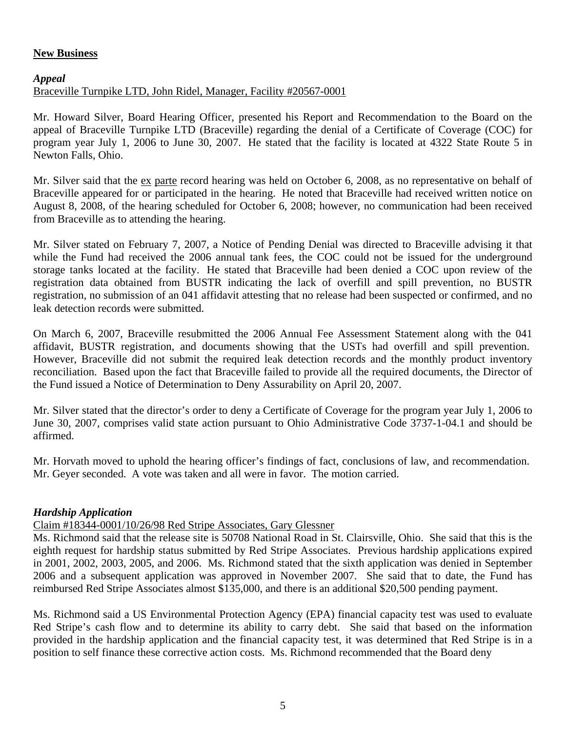## New Business

### *Appeal*

Braceville Turnpike LTD, John Ridel, Manager, Facility #20567-0001

Mr. Howard Silver, Board Hearing Officer, presented his Report and Recommendation to the Board on the appeal of Braceville Turnpike LTD (Braceville) regarding the denial of a Certificate of Coverage (COC) for program year July 1, 2006 to June 30, 2007. He stated that the facility is located at 4322 State Route 5 in Newton Falls, Ohio.

Mr. Silver said that the ex parte record hearing was held on October 6, 2008, as no representative on behalf of Braceville appeared for or participated in the hearing. He noted that Braceville had received written notice on August 8, 2008, of the hearing scheduled for October 6, 2008; however, no communication had been received from Braceville as to attending the hearing.

Mr. Silver stated on February 7, 2007, a Notice of Pending Denial was directed to Braceville advising it that while the Fund had received the 2006 annual tank fees, the COC could not be issued for the underground storage tanks located at the facility. He stated that Braceville had been denied a COC upon review of the registration data obtained from BUSTR indicating the lack of overfill and spill prevention, no BUSTR registration, no submission of an 041 affidavit attesting that no release had been suspected or confirmed, and no leak detection records were submitted.

On March 6, 2007, Braceville resubmitted the 2006 Annual Fee Assessment Statement along with the 041 affidavit, BUSTR registration, and documents showing that the USTs had overfill and spill prevention. However, Braceville did not submit the required leak detection records and the monthly product inventory reconciliation. Based upon the fact that Braceville failed to provide all the required documents, the Director of the Fund issued a Notice of Determination to Deny Assurability on April 20, 2007.

Mr. Silver stated that the director's order to deny a Certificate of Coverage for the program year July 1, 2006 to June 30, 2007, comprises valid state action pursuant to Ohio Administrative Code 3737-1-04.1 and should be affirmed.

Mr. Horvath moved to uphold the hearing officer's findings of fact, conclusions of law, and recommendation. Mr. Geyer seconded. A vote was taken and all were in favor. The motion carried.

### *Hardship Application*

Claim #18344-0001/10/26/98 Red Stripe Associates, Gary Glessner

Ms. Richmond said that the release site is 50708 National Road in St. Clairsville, Ohio. She said that this is the eighth request for hardship status submitted by Red Stripe Associates. Previous hardship applications expired in 2001, 2002, 2003, 2005, and 2006. Ms. Richmond stated that the sixth application was denied in September 2006 and a subsequent application was approved in November 2007. She said that to date, the Fund has reimbursed Red Stripe Associates almost $135,000, and there is an additional $20,500 pending payment.

Ms. Richmond said a US Environmental Protection Agency (EPA) financial capacity test was used to evaluate Red Stripe's cash flow and to determine its ability to carry debt. She said that based on the information provided in the hardship application and the financial capacity test, it was determined that Red Stripe is in a position to self finance these corrective action costs. Ms. Richmond recommended that the Board deny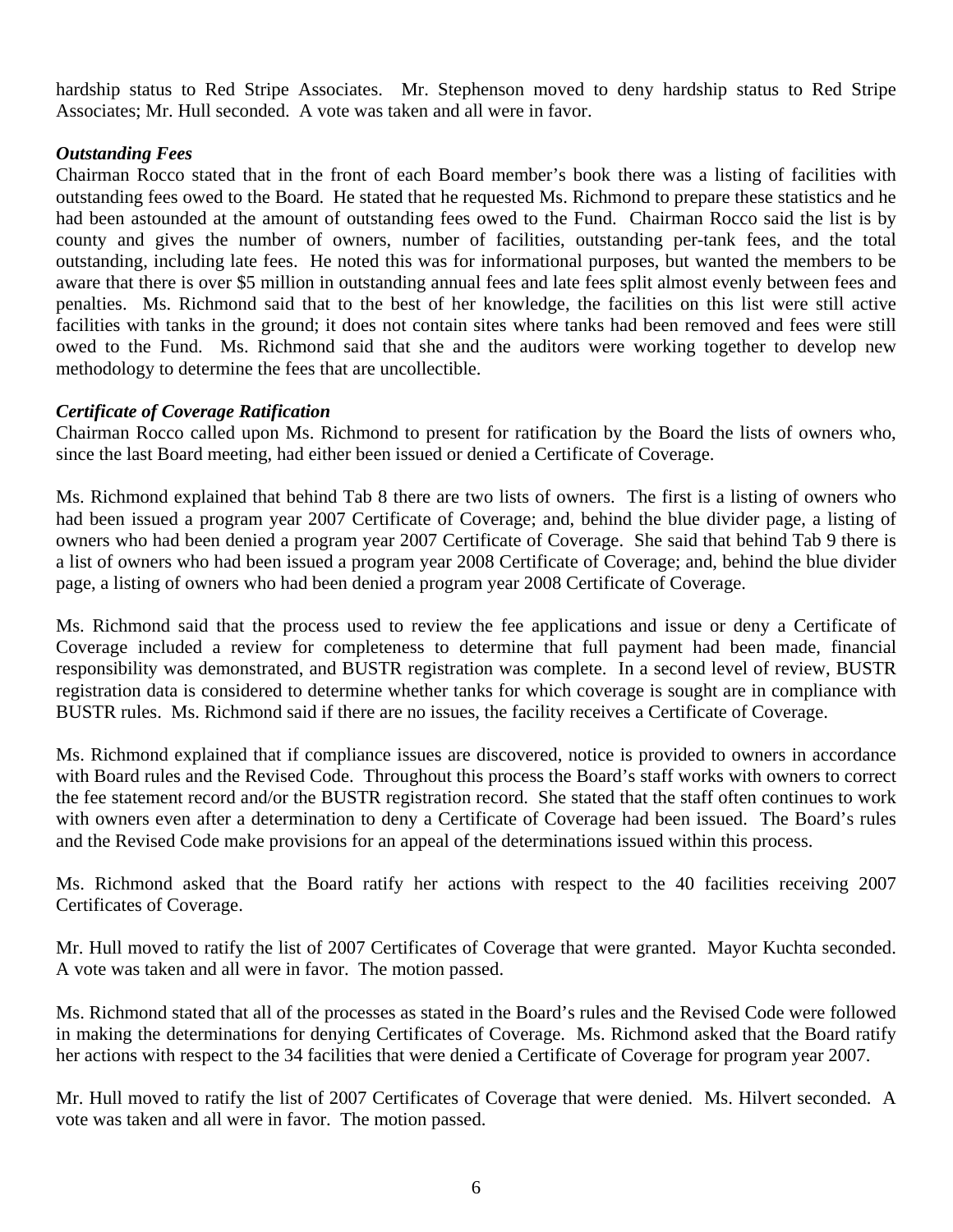hardship status to Red Stripe Associates. Mr. Stephenson moved to deny hardship status to Red Stripe Associates; Mr. Hull seconded. A vote was taken and all were in favor.

***Outstanding Fees***

Chairman Rocco stated that in the front of each Board member's book there was a listing of facilities with outstanding fees owed to the Board. He stated that he requested Ms. Richmond to prepare these statistics and he had been astounded at the amount of outstanding fees owed to the Fund. Chairman Rocco said the list is by county and gives the number of owners, number of facilities, outstanding per-tank fees, and the total outstanding, including late fees. He noted this was for informational purposes, but wanted the members to be aware that there is over $5 million in outstanding annual fees and late fees split almost evenly between fees and penalties. Ms. Richmond said that to the best of her knowledge, the facilities on this list were still active facilities with tanks in the ground; it does not contain sites where tanks had been removed and fees were still owed to the Fund. Ms. Richmond said that she and the auditors were working together to develop new methodology to determine the fees that are uncollectible.

***Certificate of Coverage Ratification***

Chairman Rocco called upon Ms. Richmond to present for ratification by the Board the lists of owners who, since the last Board meeting, had either been issued or denied a Certificate of Coverage.

Ms. Richmond explained that behind Tab 8 there are two lists of owners. The first is a listing of owners who had been issued a program year 2007 Certificate of Coverage; and, behind the blue divider page, a listing of owners who had been denied a program year 2007 Certificate of Coverage. She said that behind Tab 9 there is a list of owners who had been issued a program year 2008 Certificate of Coverage; and, behind the blue divider page, a listing of owners who had been denied a program year 2008 Certificate of Coverage.

Ms. Richmond said that the process used to review the fee applications and issue or deny a Certificate of Coverage included a review for completeness to determine that full payment had been made, financial responsibility was demonstrated, and BUSTR registration was complete. In a second level of review, BUSTR registration data is considered to determine whether tanks for which coverage is sought are in compliance with BUSTR rules. Ms. Richmond said if there are no issues, the facility receives a Certificate of Coverage.

Ms. Richmond explained that if compliance issues are discovered, notice is provided to owners in accordance with Board rules and the Revised Code. Throughout this process the Board's staff works with owners to correct the fee statement record and/or the BUSTR registration record. She stated that the staff often continues to work with owners even after a determination to deny a Certificate of Coverage had been issued. The Board's rules and the Revised Code make provisions for an appeal of the determinations issued within this process.

Ms. Richmond asked that the Board ratify her actions with respect to the 40 facilities receiving 2007 Certificates of Coverage.

Mr. Hull moved to ratify the list of 2007 Certificates of Coverage that were granted. Mayor Kuchta seconded. A vote was taken and all were in favor. The motion passed.

Ms. Richmond stated that all of the processes as stated in the Board's rules and the Revised Code were followed in making the determinations for denying Certificates of Coverage. Ms. Richmond asked that the Board ratify her actions with respect to the 34 facilities that were denied a Certificate of Coverage for program year 2007.

Mr. Hull moved to ratify the list of 2007 Certificates of Coverage that were denied. Ms. Hilvert seconded. A vote was taken and all were in favor. The motion passed.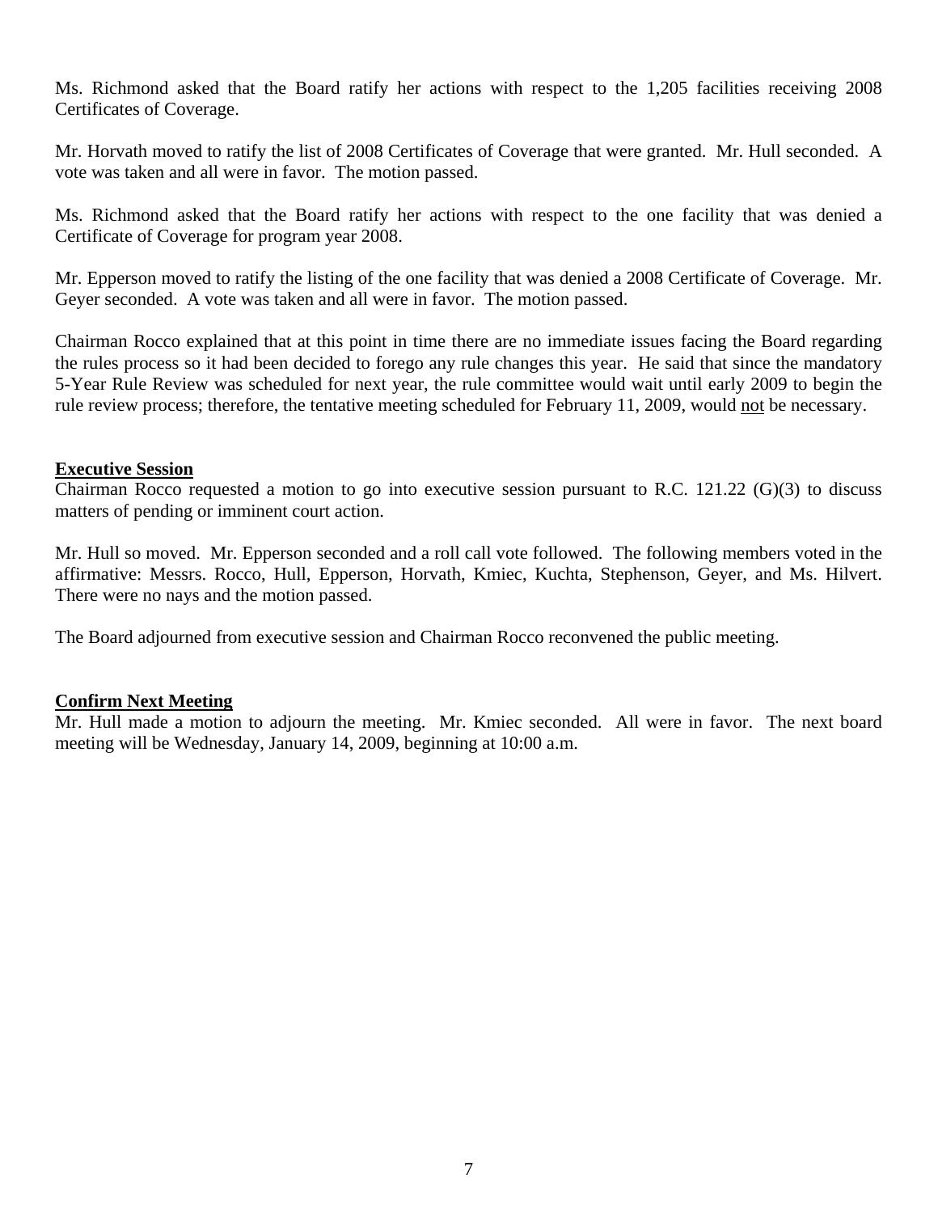Ms. Richmond asked that the Board ratify her actions with respect to the 1,205 facilities receiving 2008 Certificates of Coverage.

Mr. Horvath moved to ratify the list of 2008 Certificates of Coverage that were granted. Mr. Hull seconded. A vote was taken and all were in favor. The motion passed.

Ms. Richmond asked that the Board ratify her actions with respect to the one facility that was denied a Certificate of Coverage for program year 2008.

Mr. Epperson moved to ratify the listing of the one facility that was denied a 2008 Certificate of Coverage. Mr. Geyer seconded. A vote was taken and all were in favor. The motion passed.

Chairman Rocco explained that at this point in time there are no immediate issues facing the Board regarding the rules process so it had been decided to forego any rule changes this year. He said that since the mandatory 5-Year Rule Review was scheduled for next year, the rule committee would wait until early 2009 to begin the rule review process; therefore, the tentative meeting scheduled for February 11, 2009, would not be necessary.

## Executive Session

Chairman Rocco requested a motion to go into executive session pursuant to R.C. 121.22 (G)(3) to discuss matters of pending or imminent court action.

Mr. Hull so moved. Mr. Epperson seconded and a roll call vote followed. The following members voted in the affirmative: Messrs. Rocco, Hull, Epperson, Horvath, Kmiec, Kuchta, Stephenson, Geyer, and Ms. Hilvert. There were no nays and the motion passed.

The Board adjourned from executive session and Chairman Rocco reconvened the public meeting.

## Confirm Next Meeting

Mr. Hull made a motion to adjourn the meeting. Mr. Kmiec seconded. All were in favor. The next board meeting will be Wednesday, January 14, 2009, beginning at 10:00 a.m.